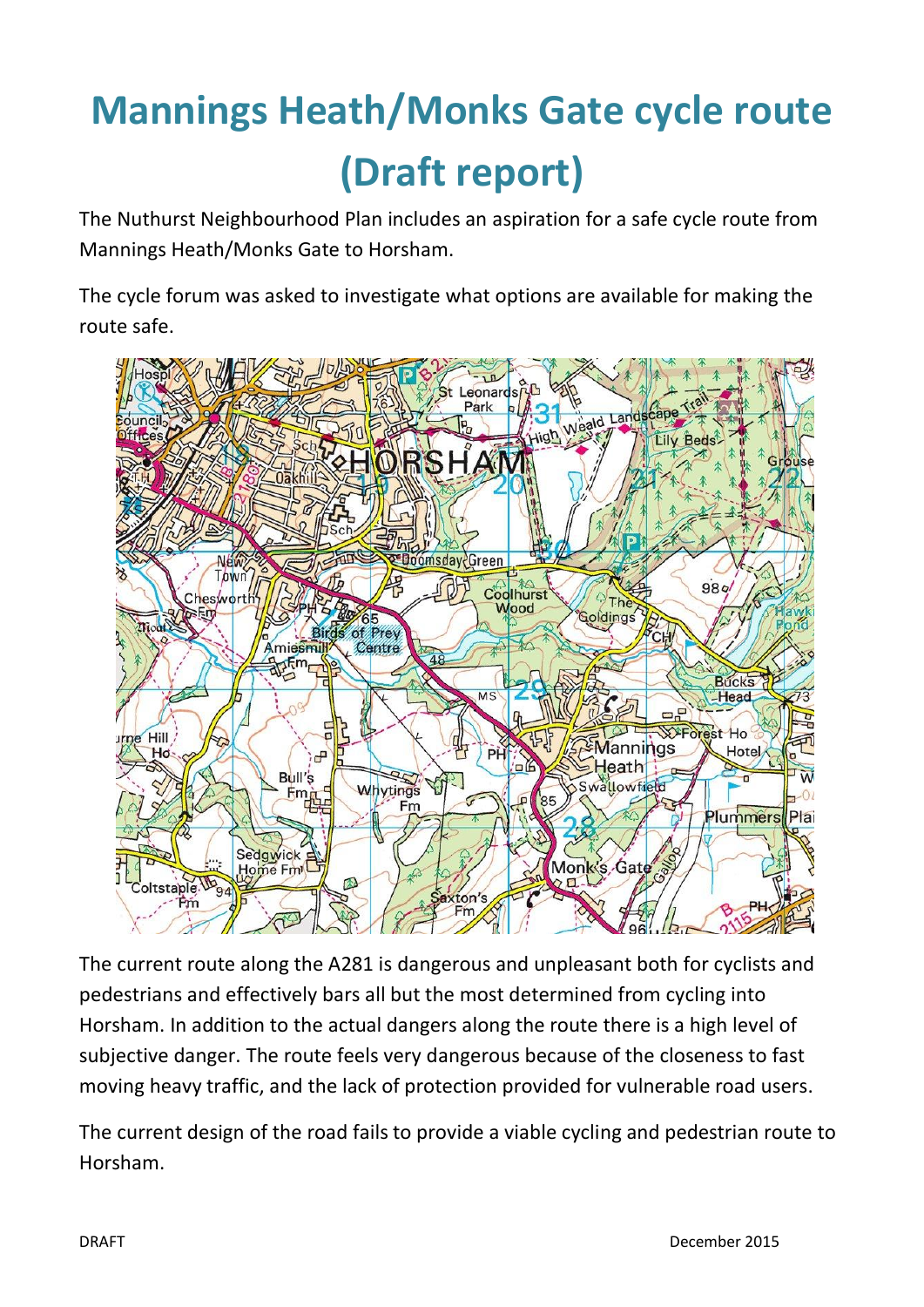# Mannings Heath/Monks Gate cycle route (Draft report)

The Nuthurst Neighbourhood Plan includes an aspiration for a safe cycle route from Mannings Heath/Monks Gate to Horsham.

The cycle forum was asked to investigate what options are available for making the route safe.

The current route along the A281 is dangerous and unpleasant both for cyclists and pedestrians and effectively bars all but the most determined from cycling into Horsham. In addition to the actual dangers along the route there is a high level of subjective danger. The route feels very dangerous because of the closeness to fast moving heavy traffic, and the lack of protection provided for vulnerable road users.

The current design of the road fails to provide a viable cycling and pedestrian route to Horsham.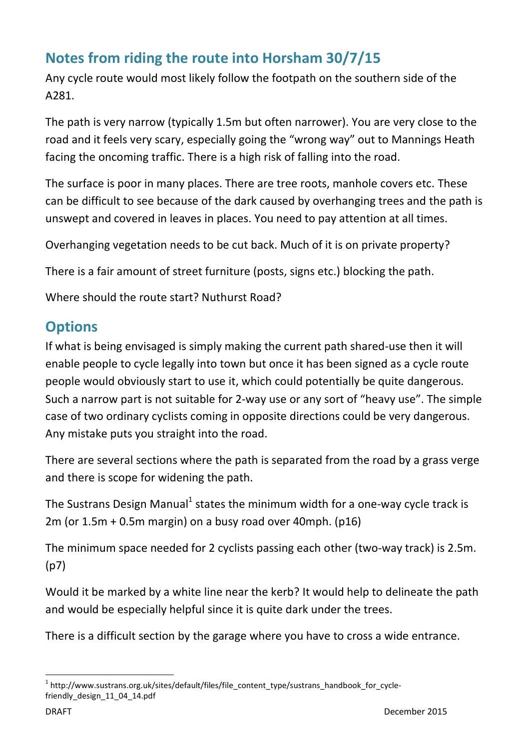## Notes from riding the route into Horsham 30/7/15

Any cycle route would most likely follow the footpath on the southern side of the A281.

The path is very narrow (typically 1.5m but often narrower). You are very close to the road and it feels very scary, especially going the "wrong way" out to Mannings Heath facing the oncoming traffic. There is a high risk of falling into the road.

The surface is poor in many places. There are tree roots, manhole covers etc. These can be difficult to see because of the dark caused by overhanging trees and the path is unswept and covered in leaves in places. You need to pay attention at all times.

Overhanging vegetation needs to be cut back. Much of it is on private property?

There is a fair amount of street furniture (posts, signs etc.) blocking the path.

Where should the route start? Nuthurst Road?

## Options

If what is being envisaged is simply making the current path shared-use then it will enable people to cycle legally into town but once it has been signed as a cycle route people would obviously start to use it, which could potentially be quite dangerous. Such a narrow part is not suitable for 2-way use or any sort of "heavy use". The simple case of two ordinary cyclists coming in opposite directions could be very dangerous. Any mistake puts you straight into the road.

There are several sections where the path is separated from the road by a grass verge and there is scope for widening the path.

The Sustrans Design Manual[1] states the minimum width for a one-way cycle track is 2m (or 1.5m + 0.5m margin) on a busy road over 40mph. (p16)

The minimum space needed for 2 cyclists passing each other (two-way track) is 2.5m. (p7)

Would it be marked by a white line near the kerb? It would help to delineate the path and would be especially helpful since it is quite dark under the trees.

There is a difficult section by the garage where you have to cross a wide entrance.

---

[1] http://www.sustrans.org.uk/sites/default/files/file_content_type/sustrans_handbook_for_cycle-friendly_design_11_04_14.pdf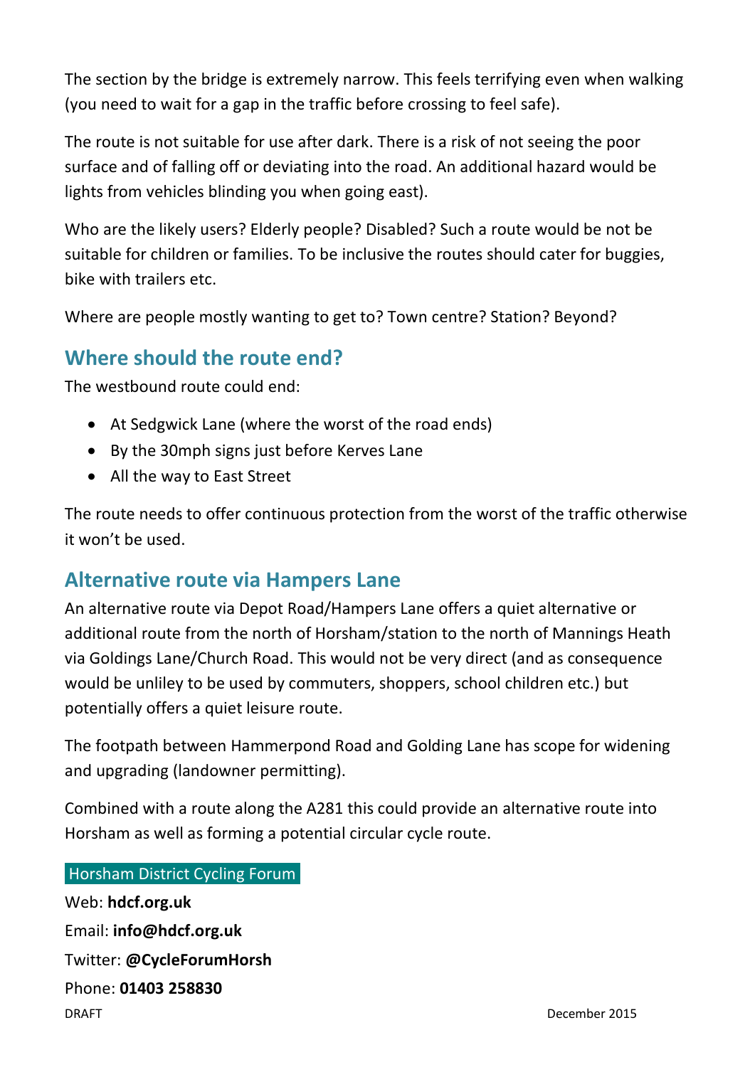The section by the bridge is extremely narrow. This feels terrifying even when walking (you need to wait for a gap in the traffic before crossing to feel safe).

The route is not suitable for use after dark. There is a risk of not seeing the poor surface and of falling off or deviating into the road. An additional hazard would be lights from vehicles blinding you when going east).

Who are the likely users? Elderly people? Disabled? Such a route would be not be suitable for children or families. To be inclusive the routes should cater for buggies, bike with trailers etc.

Where are people mostly wanting to get to? Town centre? Station? Beyond?

## Where should the route end?

The westbound route could end:

- At Sedgwick Lane (where the worst of the road ends)
- By the 30mph signs just before Kerves Lane
- All the way to East Street

The route needs to offer continuous protection from the worst of the traffic otherwise it won't be used.

## Alternative route via Hampers Lane

An alternative route via Depot Road/Hampers Lane offers a quiet alternative or additional route from the north of Horsham/station to the north of Mannings Heath via Goldings Lane/Church Road. This would not be very direct (and as consequence would be unliley to be used by commuters, shoppers, school children etc.) but potentially offers a quiet leisure route.

The footpath between Hammerpond Road and Golding Lane has scope for widening and upgrading (landowner permitting).

Combined with a route along the A281 this could provide an alternative route into Horsham as well as forming a potential circular cycle route.

Horsham District Cycling Forum

Web: **hdcf.org.uk**

Email: **info@hdcf.org.uk**

Twitter: **@CycleForumHorsh**

Phone: **01403 258830**

DRAFT December 2015